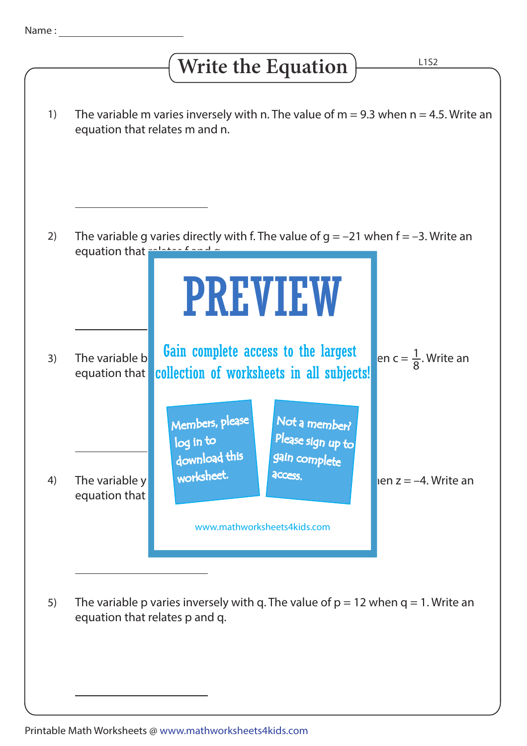Name : ______________________

# Write the Equation

1) The variable m varies inversely with n. The value of $m = 9.3$ when $n = 4.5$. Write an equation that relates m and n.

______________________

2) The variable g varies directly with f. The value of $g = -21$ when $f = -3$. Write an equation that relates f and g.

______________________

3) The variable b ... en $c = \frac{1}{8}$. Write an equation that ...

______________________

4) The variable y ... en $z = -4$. Write an equation that ...

______________________

5) The variable p varies inversely with q. The value of $p = 12$ when $q = 1$. Write an equation that relates p and q.

______________________

PREVIEW

Gain complete access to the largest collection of worksheets in all subjects!

Members, please log in to download this worksheet.

Not a member? Please sign up to gain complete access.

www.mathworksheets4kids.com

Printable Math Worksheets @ www.mathworksheets4kids.com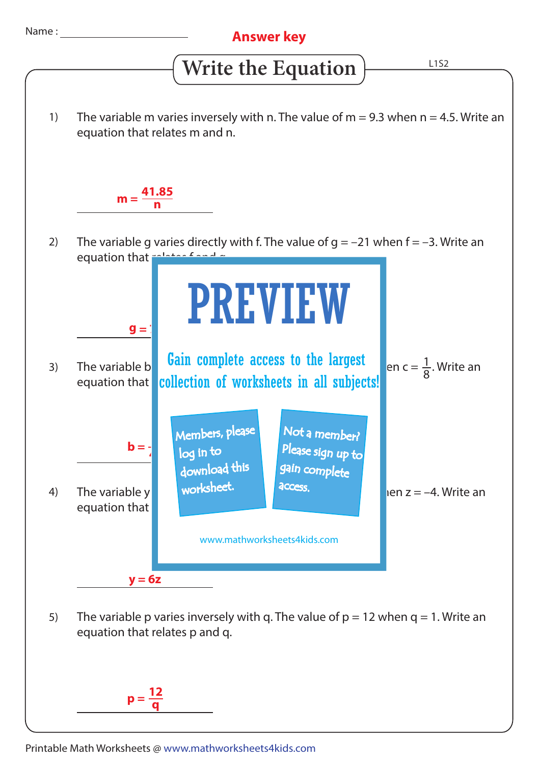Name : ____________________

**Answer key**

# Write the Equation

L1S2

1) The variable m varies inversely with n. The value of m = 9.3 when n = 4.5. Write an equation that relates m and n.

$m = \frac{41.85}{n}$

2) The variable g varies directly with f. The value of g = –21 when f = –3. Write an equation that relates f and g.

g = 

3) The variable b ... en c = $\frac{1}{8}$. Write an equation that ...

b = 

4) The variable y ... hen z = –4. Write an equation that ...

y = 6z

PREVIEW

Gain complete access to the largest collection of worksheets in all subjects!

Members, please log in to download this worksheet.

Not a member? Please sign up to gain complete access.

www.mathworksheets4kids.com

5) The variable p varies inversely with q. The value of p = 12 when q = 1. Write an equation that relates p and q.

$p = \frac{12}{q}$

Printable Math Worksheets @ www.mathworksheets4kids.com